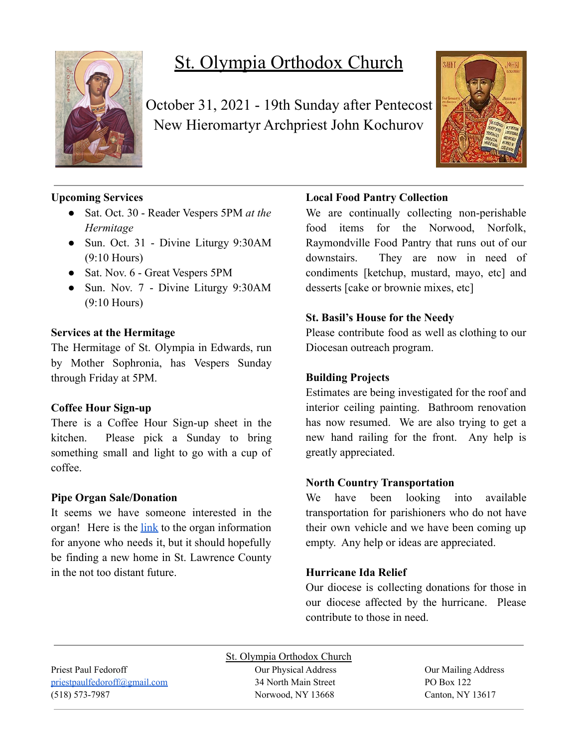# St. Olympia Orthodox Church

October 31, 2021 - 19th Sunday after Pentecost
New Hieromartyr Archpriest John Kochurov

**Upcoming Services**

- Sat. Oct. 30 - Reader Vespers 5PM *at the Hermitage*
- Sun. Oct. 31 - Divine Liturgy 9:30AM (9:10 Hours)
- Sat. Nov. 6 - Great Vespers 5PM
- Sun. Nov. 7 - Divine Liturgy 9:30AM (9:10 Hours)

**Services at the Hermitage**

The Hermitage of St. Olympia in Edwards, run by Mother Sophronia, has Vespers Sunday through Friday at 5PM.

**Coffee Hour Sign-up**

There is a Coffee Hour Sign-up sheet in the kitchen. Please pick a Sunday to bring something small and light to go with a cup of coffee.

**Pipe Organ Sale/Donation**

It seems we have someone interested in the organ! Here is the link to the organ information for anyone who needs it, but it should hopefully be finding a new home in St. Lawrence County in the not too distant future.

**Local Food Pantry Collection**

We are continually collecting non-perishable food items for the Norwood, Norfolk, Raymondville Food Pantry that runs out of our downstairs. They are now in need of condiments [ketchup, mustard, mayo, etc] and desserts [cake or brownie mixes, etc]

**St. Basil's House for the Needy**

Please contribute food as well as clothing to our Diocesan outreach program.

**Building Projects**

Estimates are being investigated for the roof and interior ceiling painting. Bathroom renovation has now resumed. We are also trying to get a new hand railing for the front. Any help is greatly appreciated.

**North Country Transportation**

We have been looking into available transportation for parishioners who do not have their own vehicle and we have been coming up empty. Any help or ideas are appreciated.

**Hurricane Ida Relief**

Our diocese is collecting donations for those in our diocese affected by the hurricane. Please contribute to those in need.

St. Olympia Orthodox Church

Priest Paul Fedoroff
priestpaulfedoroff@gmail.com
(518) 573-7987

Our Physical Address
34 North Main Street
Norwood, NY 13668

Our Mailing Address
PO Box 122
Canton, NY 13617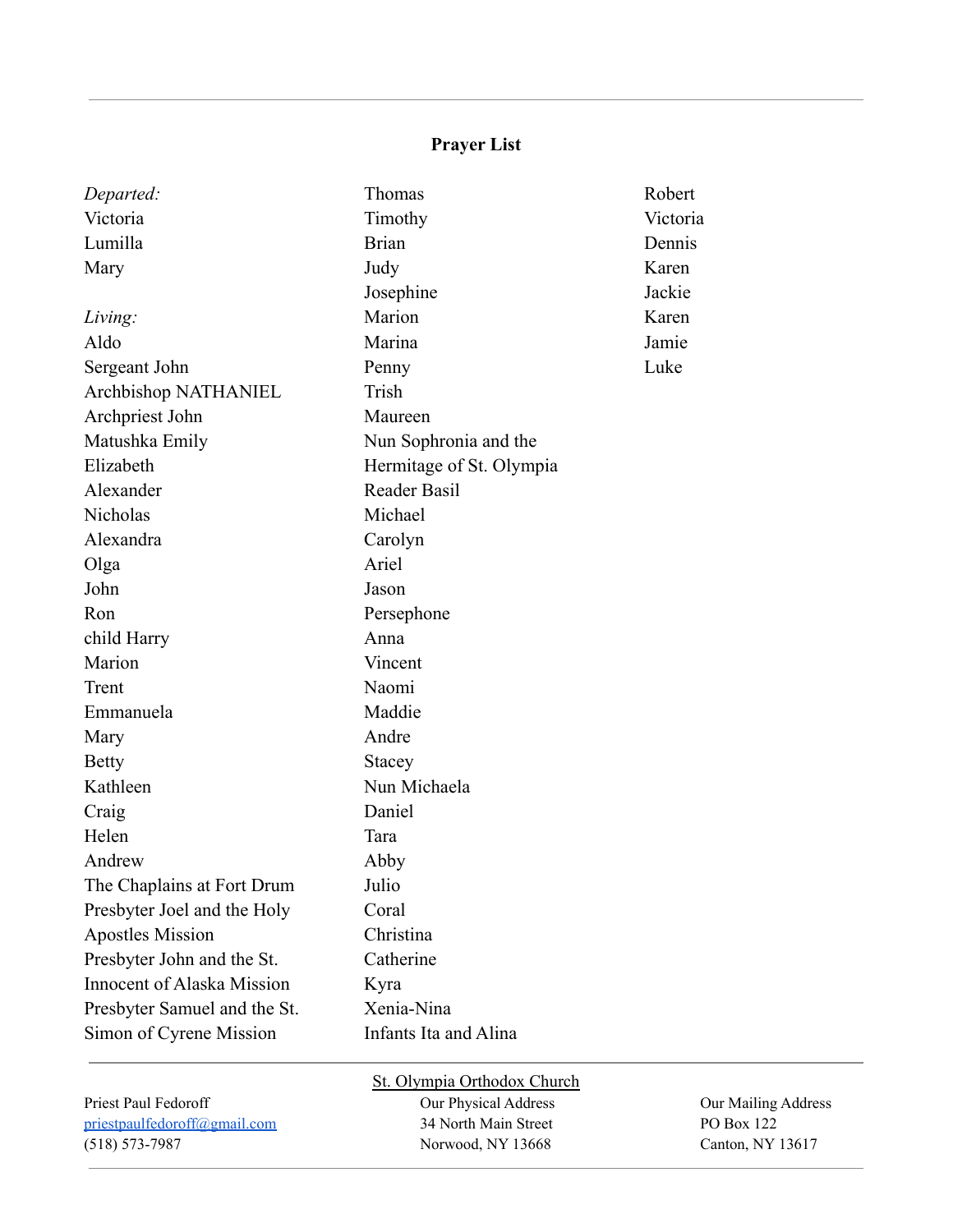**Prayer List**

*Departed:*
Victoria
Lumilla
Mary

*Living:*
Aldo
Sergeant John
Archbishop NATHANIEL
Archpriest John
Matushka Emily
Elizabeth
Alexander
Nicholas
Alexandra
Olga
John
Ron
child Harry
Marion
Trent
Emmanuela
Mary
Betty
Kathleen
Craig
Helen
Andrew
The Chaplains at Fort Drum
Presbyter Joel and the Holy Apostles Mission
Presbyter John and the St. Innocent of Alaska Mission
Presbyter Samuel and the St. Simon of Cyrene Mission
Thomas
Timothy
Brian
Judy
Josephine
Marion
Marina
Penny
Trish
Maureen
Nun Sophronia and the Hermitage of St. Olympia
Reader Basil
Michael
Carolyn
Ariel
Jason
Persephone
Anna
Vincent
Naomi
Maddie
Andre
Stacey
Nun Michaela
Daniel
Tara
Abby
Julio
Coral
Christina
Catherine
Kyra
Xenia-Nina
Infants Ita and Alina
Robert
Victoria
Dennis
Karen
Jackie
Karen
Jamie
Luke

St. Olympia Orthodox Church

Priest Paul Fedoroff
priestpaulfedoroff@gmail.com
(518) 573-7987

Our Physical Address
34 North Main Street
Norwood, NY 13668

Our Mailing Address
PO Box 122
Canton, NY 13617